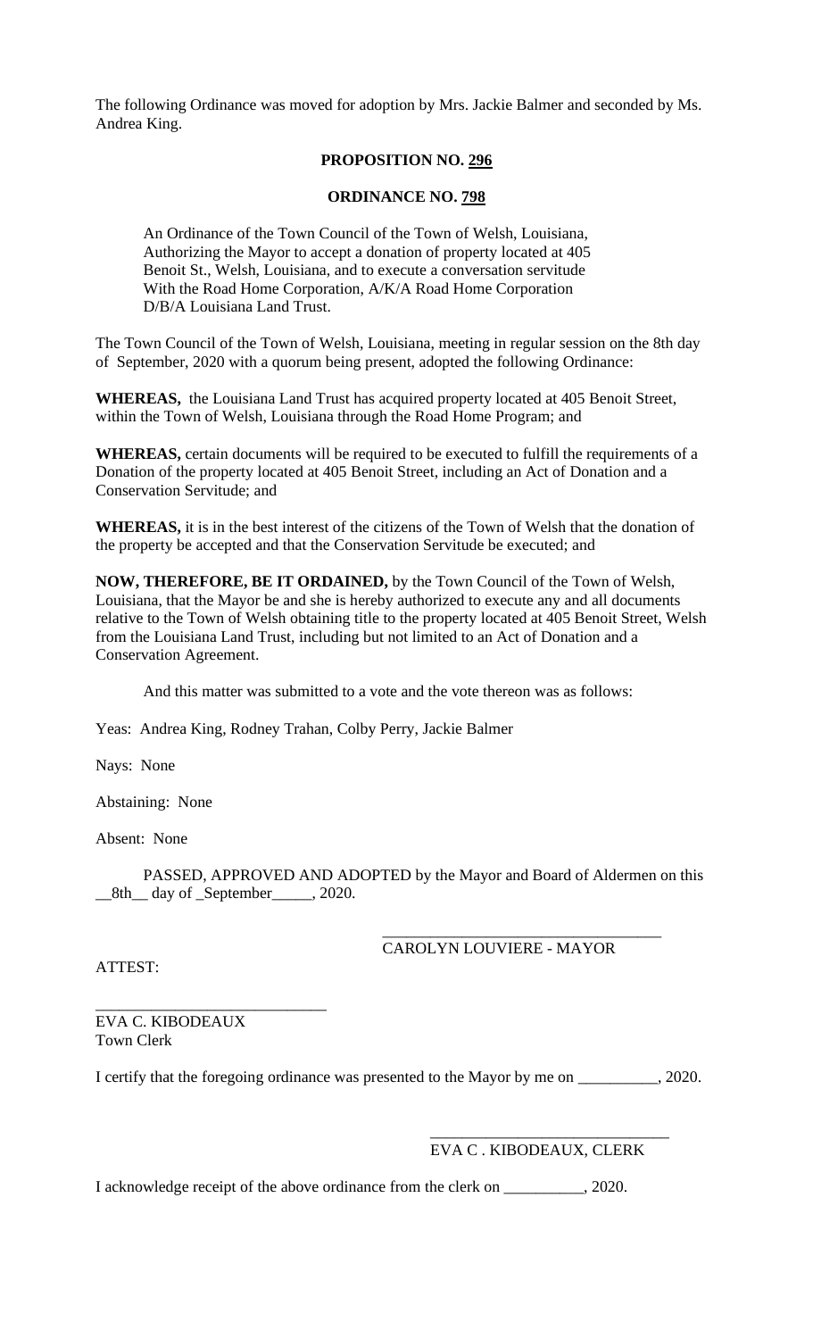The following Ordinance was moved for adoption by Mrs. Jackie Balmer and seconded by Ms. Andrea King.

**PROPOSITION NO. 296**

**ORDINANCE NO. 798**

An Ordinance of the Town Council of the Town of Welsh, Louisiana, Authorizing the Mayor to accept a donation of property located at 405 Benoit St., Welsh, Louisiana, and to execute a conversation servitude With the Road Home Corporation, A/K/A Road Home Corporation D/B/A Louisiana Land Trust.

The Town Council of the Town of Welsh, Louisiana, meeting in regular session on the 8th day of September, 2020 with a quorum being present, adopted the following Ordinance:

**WHEREAS,** the Louisiana Land Trust has acquired property located at 405 Benoit Street, within the Town of Welsh, Louisiana through the Road Home Program; and

**WHEREAS,** certain documents will be required to be executed to fulfill the requirements of a Donation of the property located at 405 Benoit Street, including an Act of Donation and a Conservation Servitude; and

**WHEREAS,** it is in the best interest of the citizens of the Town of Welsh that the donation of the property be accepted and that the Conservation Servitude be executed; and

**NOW, THEREFORE, BE IT ORDAINED,** by the Town Council of the Town of Welsh, Louisiana, that the Mayor be and she is hereby authorized to execute any and all documents relative to the Town of Welsh obtaining title to the property located at 405 Benoit Street, Welsh from the Louisiana Land Trust, including but not limited to an Act of Donation and a Conservation Agreement.

And this matter was submitted to a vote and the vote thereon was as follows:

Yeas: Andrea King, Rodney Trahan, Colby Perry, Jackie Balmer

Nays: None

Abstaining: None

Absent: None

PASSED, APPROVED AND ADOPTED by the Mayor and Board of Aldermen on this __8th__ day of _September_____, 2020.

___________________________________
CAROLYN LOUVIERE - MAYOR

ATTEST:

____________________________
EVA C. KIBODEAUX
Town Clerk

I certify that the foregoing ordinance was presented to the Mayor by me on __________, 2020.

______________________________
EVA C . KIBODEAUX, CLERK

I acknowledge receipt of the above ordinance from the clerk on __________, 2020.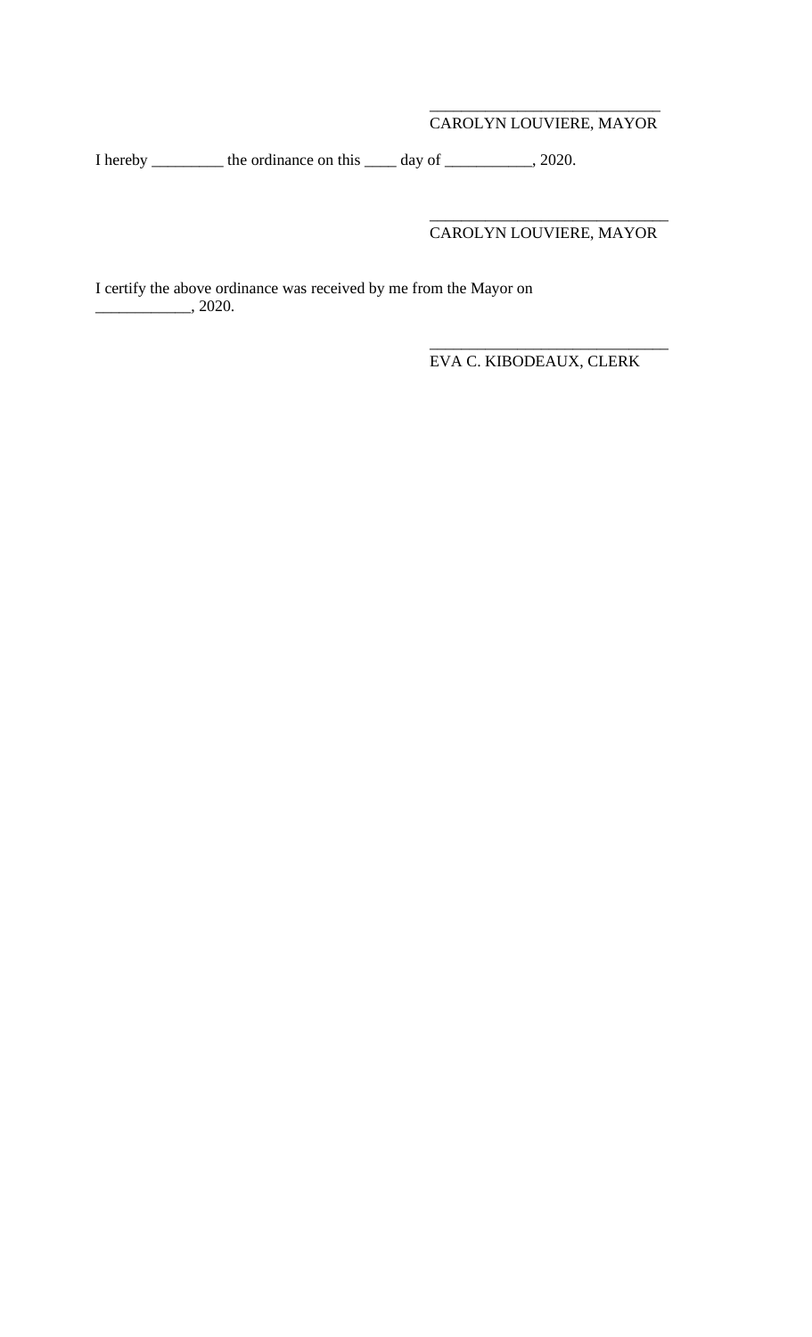_____________________________
CAROLYN LOUVIERE, MAYOR

I hereby _________ the ordinance on this ____ day of ___________, 2020.

______________________________
CAROLYN LOUVIERE, MAYOR

I certify the above ordinance was received by me from the Mayor on ____________, 2020.

______________________________
EVA C. KIBODEAUX, CLERK